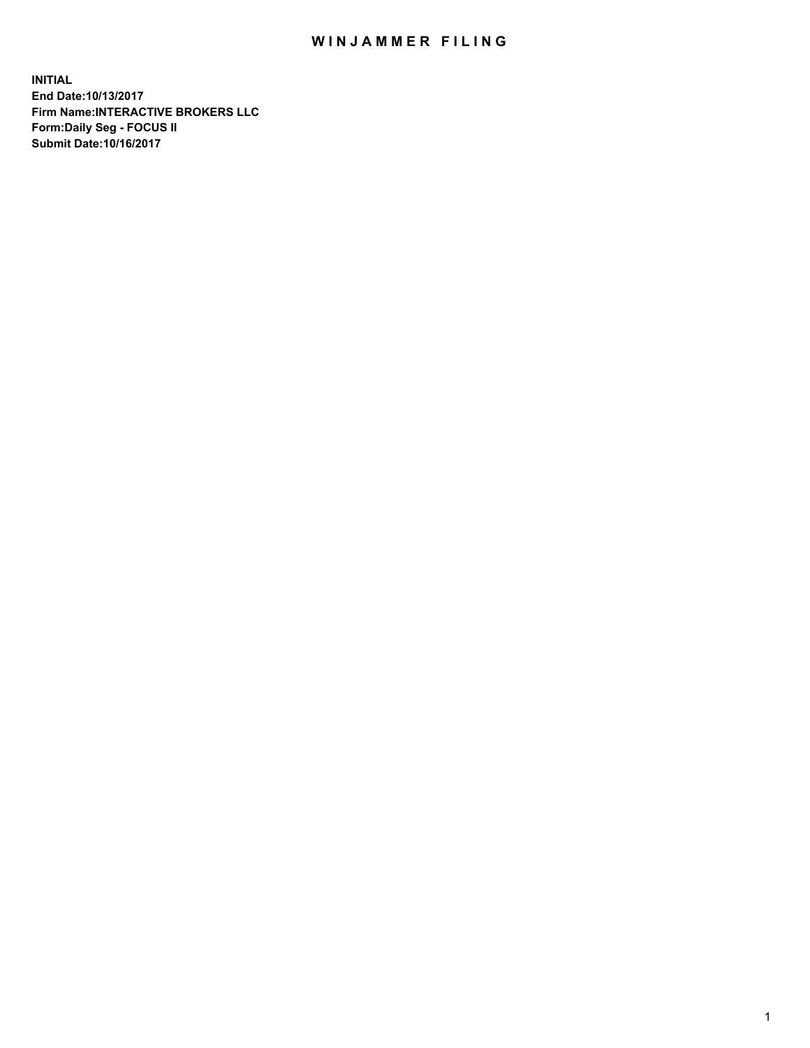# WINJAMMER FILING

**INITIAL**
**End Date:10/13/2017**
**Firm Name:INTERACTIVE BROKERS LLC**
**Form:Daily Seg - FOCUS II**
**Submit Date:10/16/2017**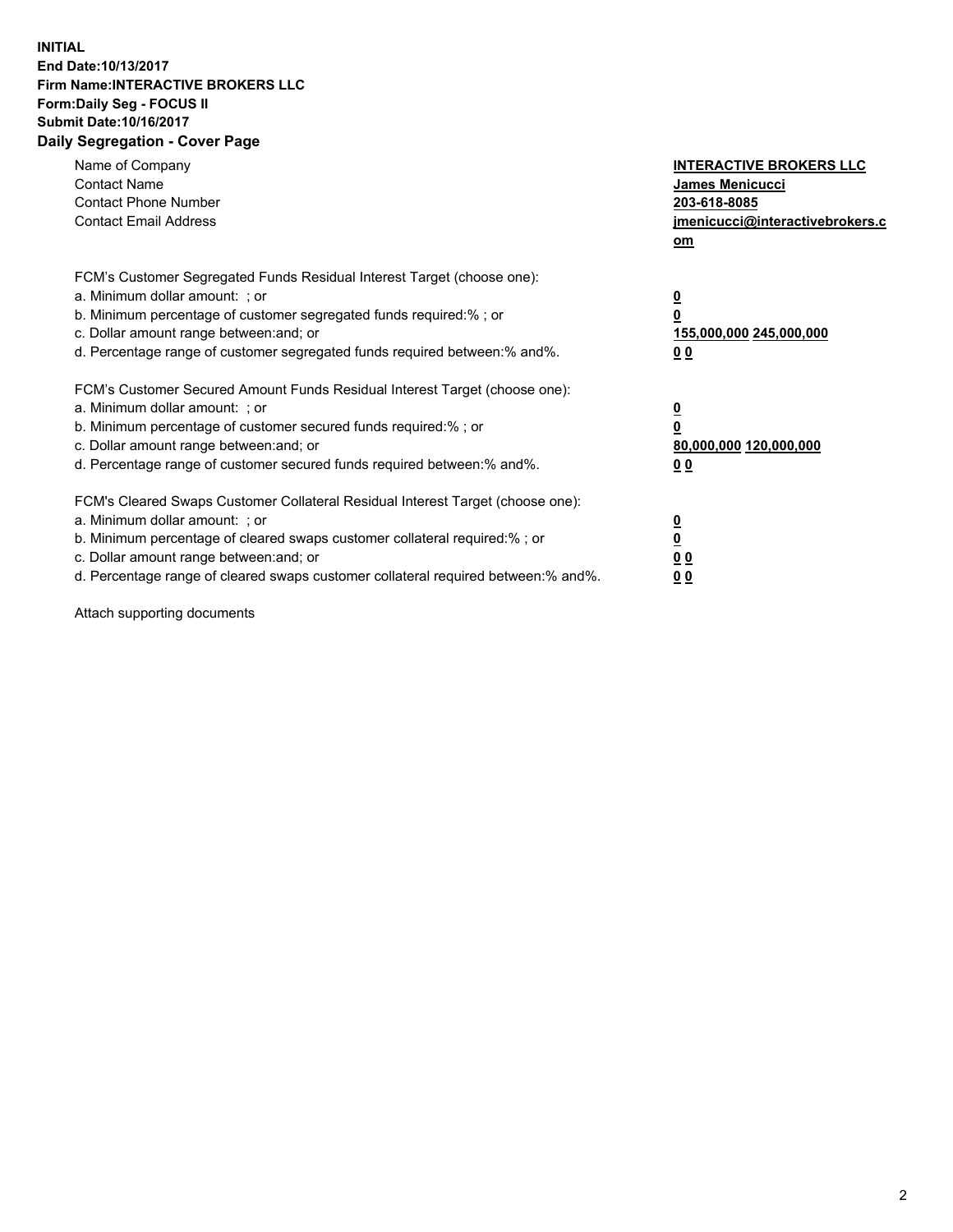**INITIAL**
**End Date:10/13/2017**
**Firm Name:INTERACTIVE BROKERS LLC**
**Form:Daily Seg - FOCUS II**
**Submit Date:10/16/2017**
**Daily Segregation - Cover Page**

| | |
|---|---|
| Name of Company | **INTERACTIVE BROKERS LLC** |
| Contact Name | **James Menicucci** |
| Contact Phone Number | **203-618-8085** |
| Contact Email Address | **jmenicucci@interactivebrokers.com** |

FCM's Customer Segregated Funds Residual Interest Target (choose one):

| | |
|---|---|
| a. Minimum dollar amount: ; or | **0** |
| b. Minimum percentage of customer segregated funds required:% ; or | **0** |
| c. Dollar amount range between:and; or | **155,000,000** **245,000,000** |
| d. Percentage range of customer segregated funds required between:% and%. | **0** **0** |

FCM's Customer Secured Amount Funds Residual Interest Target (choose one):

| | |
|---|---|
| a. Minimum dollar amount: ; or | **0** |
| b. Minimum percentage of customer secured funds required:% ; or | **0** |
| c. Dollar amount range between:and; or | **80,000,000** **120,000,000** |
| d. Percentage range of customer secured funds required between:% and%. | **0** **0** |

FCM's Cleared Swaps Customer Collateral Residual Interest Target (choose one):

| | |
|---|---|
| a. Minimum dollar amount: ; or | **0** |
| b. Minimum percentage of cleared swaps customer collateral required:% ; or | **0** |
| c. Dollar amount range between:and; or | **0** **0** |
| d. Percentage range of cleared swaps customer collateral required between:% and%. | **0** **0** |

Attach supporting documents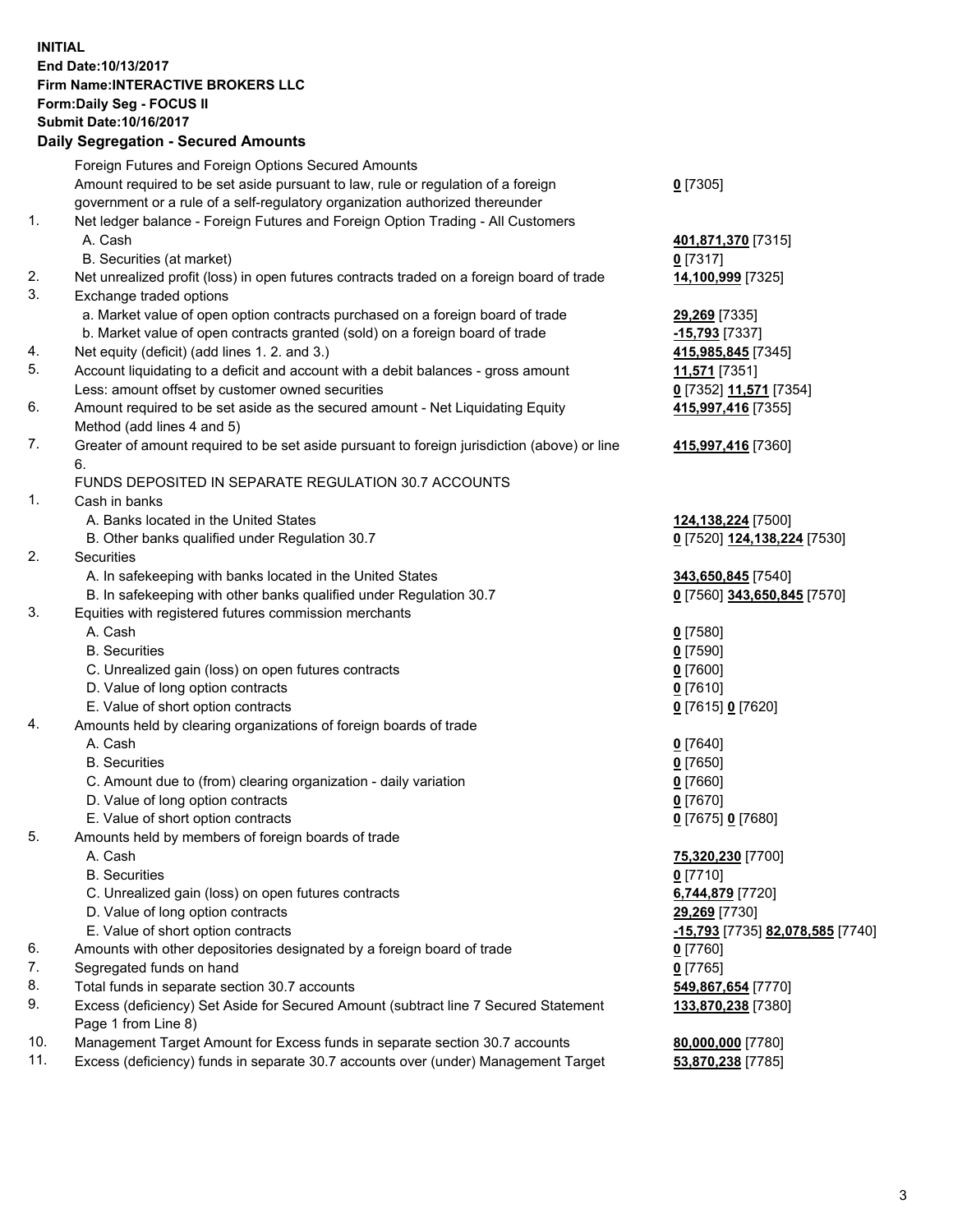**INITIAL**
**End Date:10/13/2017**
**Firm Name:INTERACTIVE BROKERS LLC**
**Form:Daily Seg - FOCUS II**
**Submit Date:10/16/2017**
**Daily Segregation - Secured Amounts**

| | | |
|---|---|---|
| | Foreign Futures and Foreign Options Secured Amounts | |
| | Amount required to be set aside pursuant to law, rule or regulation of a foreign government or a rule of a self-regulatory organization authorized thereunder | **0** [7305] |
| 1. | Net ledger balance - Foreign Futures and Foreign Option Trading - All Customers | |
| | A. Cash | **401,871,370** [7315] |
| | B. Securities (at market) | **0** [7317] |
| 2. | Net unrealized profit (loss) in open futures contracts traded on a foreign board of trade | **14,100,999** [7325] |
| 3. | Exchange traded options | |
| | a. Market value of open option contracts purchased on a foreign board of trade | **29,269** [7335] |
| | b. Market value of open contracts granted (sold) on a foreign board of trade | **-15,793** [7337] |
| 4. | Net equity (deficit) (add lines 1. 2. and 3.) | **415,985,845** [7345] |
| 5. | Account liquidating to a deficit and account with a debit balances - gross amount | **11,571** [7351] |
| | Less: amount offset by customer owned securities | **0** [7352] **11,571** [7354] |
| 6. | Amount required to be set aside as the secured amount - Net Liquidating Equity Method (add lines 4 and 5) | **415,997,416** [7355] |
| 7. | Greater of amount required to be set aside pursuant to foreign jurisdiction (above) or line 6. | **415,997,416** [7360] |
| | FUNDS DEPOSITED IN SEPARATE REGULATION 30.7 ACCOUNTS | |
| 1. | Cash in banks | |
| | A. Banks located in the United States | **124,138,224** [7500] |
| | B. Other banks qualified under Regulation 30.7 | **0** [7520] **124,138,224** [7530] |
| 2. | Securities | |
| | A. In safekeeping with banks located in the United States | **343,650,845** [7540] |
| | B. In safekeeping with other banks qualified under Regulation 30.7 | **0** [7560] **343,650,845** [7570] |
| 3. | Equities with registered futures commission merchants | |
| | A. Cash | **0** [7580] |
| | B. Securities | **0** [7590] |
| | C. Unrealized gain (loss) on open futures contracts | **0** [7600] |
| | D. Value of long option contracts | **0** [7610] |
| | E. Value of short option contracts | **0** [7615] **0** [7620] |
| 4. | Amounts held by clearing organizations of foreign boards of trade | |
| | A. Cash | **0** [7640] |
| | B. Securities | **0** [7650] |
| | C. Amount due to (from) clearing organization - daily variation | **0** [7660] |
| | D. Value of long option contracts | **0** [7670] |
| | E. Value of short option contracts | **0** [7675] **0** [7680] |
| 5. | Amounts held by members of foreign boards of trade | |
| | A. Cash | **75,320,230** [7700] |
| | B. Securities | **0** [7710] |
| | C. Unrealized gain (loss) on open futures contracts | **6,744,879** [7720] |
| | D. Value of long option contracts | **29,269** [7730] |
| | E. Value of short option contracts | **-15,793** [7735] **82,078,585** [7740] |
| 6. | Amounts with other depositories designated by a foreign board of trade | **0** [7760] |
| 7. | Segregated funds on hand | **0** [7765] |
| 8. | Total funds in separate section 30.7 accounts | **549,867,654** [7770] |
| 9. | Excess (deficiency) Set Aside for Secured Amount (subtract line 7 Secured Statement Page 1 from Line 8) | **133,870,238** [7380] |
| 10. | Management Target Amount for Excess funds in separate section 30.7 accounts | **80,000,000** [7780] |
| 11. | Excess (deficiency) funds in separate 30.7 accounts over (under) Management Target | **53,870,238** [7785] |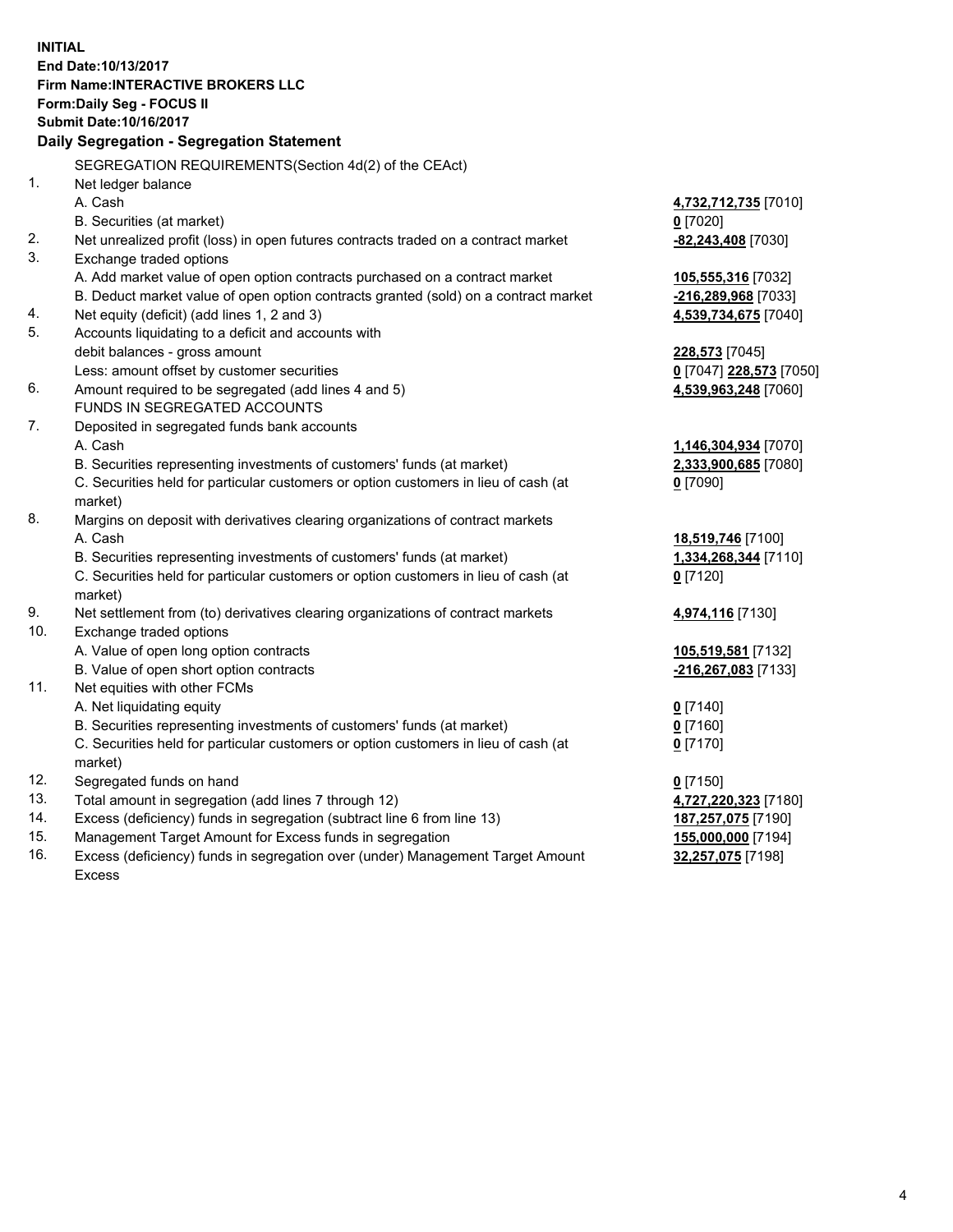**INITIAL**
**End Date:10/13/2017**
**Firm Name:INTERACTIVE BROKERS LLC**
**Form:Daily Seg - FOCUS II**
**Submit Date:10/16/2017**
**Daily Segregation - Segregation Statement**

| | | |
|---|---|---|
| | SEGREGATION REQUIREMENTS(Section 4d(2) of the CEAct) | |
| 1. | Net ledger balance | |
| | A. Cash | **4,732,712,735** [7010] |
| | B. Securities (at market) | **0** [7020] |
| 2. | Net unrealized profit (loss) in open futures contracts traded on a contract market | **-82,243,408** [7030] |
| 3. | Exchange traded options | |
| | A. Add market value of open option contracts purchased on a contract market | **105,555,316** [7032] |
| | B. Deduct market value of open option contracts granted (sold) on a contract market | **-216,289,968** [7033] |
| 4. | Net equity (deficit) (add lines 1, 2 and 3) | **4,539,734,675** [7040] |
| 5. | Accounts liquidating to a deficit and accounts with | |
| | debit balances - gross amount | **228,573** [7045] |
| | Less: amount offset by customer securities | **0** [7047] **228,573** [7050] |
| 6. | Amount required to be segregated (add lines 4 and 5) | **4,539,963,248** [7060] |
| | FUNDS IN SEGREGATED ACCOUNTS | |
| 7. | Deposited in segregated funds bank accounts | |
| | A. Cash | **1,146,304,934** [7070] |
| | B. Securities representing investments of customers' funds (at market) | **2,333,900,685** [7080] |
| | C. Securities held for particular customers or option customers in lieu of cash (at market) | **0** [7090] |
| 8. | Margins on deposit with derivatives clearing organizations of contract markets | |
| | A. Cash | **18,519,746** [7100] |
| | B. Securities representing investments of customers' funds (at market) | **1,334,268,344** [7110] |
| | C. Securities held for particular customers or option customers in lieu of cash (at market) | **0** [7120] |
| 9. | Net settlement from (to) derivatives clearing organizations of contract markets | **4,974,116** [7130] |
| 10. | Exchange traded options | |
| | A. Value of open long option contracts | **105,519,581** [7132] |
| | B. Value of open short option contracts | **-216,267,083** [7133] |
| 11. | Net equities with other FCMs | |
| | A. Net liquidating equity | **0** [7140] |
| | B. Securities representing investments of customers' funds (at market) | **0** [7160] |
| | C. Securities held for particular customers or option customers in lieu of cash (at market) | **0** [7170] |
| 12. | Segregated funds on hand | **0** [7150] |
| 13. | Total amount in segregation (add lines 7 through 12) | **4,727,220,323** [7180] |
| 14. | Excess (deficiency) funds in segregation (subtract line 6 from line 13) | **187,257,075** [7190] |
| 15. | Management Target Amount for Excess funds in segregation | **155,000,000** [7194] |
| 16. | Excess (deficiency) funds in segregation over (under) Management Target Amount Excess | **32,257,075** [7198] |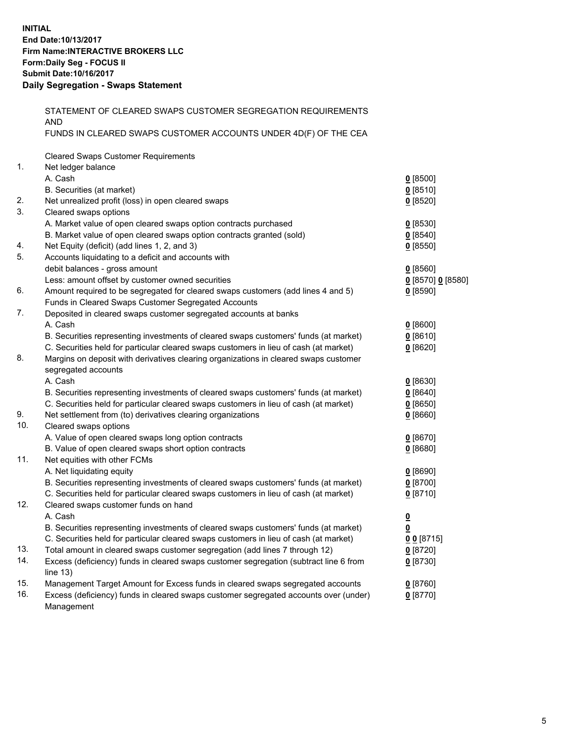**INITIAL**
**End Date:10/13/2017**
**Firm Name:INTERACTIVE BROKERS LLC**
**Form:Daily Seg - FOCUS II**
**Submit Date:10/16/2017**
**Daily Segregation - Swaps Statement**

STATEMENT OF CLEARED SWAPS CUSTOMER SEGREGATION REQUIREMENTS AND FUNDS IN CLEARED SWAPS CUSTOMER ACCOUNTS UNDER 4D(F) OF THE CEA

| | | |
|---|---|---|
| | Cleared Swaps Customer Requirements | |
| 1. | Net ledger balance | |
| | A. Cash | 0 [8500] |
| | B. Securities (at market) | 0 [8510] |
| 2. | Net unrealized profit (loss) in open cleared swaps | 0 [8520] |
| 3. | Cleared swaps options | |
| | A. Market value of open cleared swaps option contracts purchased | 0 [8530] |
| | B. Market value of open cleared swaps option contracts granted (sold) | 0 [8540] |
| 4. | Net Equity (deficit) (add lines 1, 2, and 3) | 0 [8550] |
| 5. | Accounts liquidating to a deficit and accounts with debit balances - gross amount | 0 [8560] |
| | Less: amount offset by customer owned securities | 0 [8570] 0 [8580] |
| 6. | Amount required to be segregated for cleared swaps customers (add lines 4 and 5) | 0 [8590] |
| | Funds in Cleared Swaps Customer Segregated Accounts | |
| 7. | Deposited in cleared swaps customer segregated accounts at banks | |
| | A. Cash | 0 [8600] |
| | B. Securities representing investments of cleared swaps customers' funds (at market) | 0 [8610] |
| | C. Securities held for particular cleared swaps customers in lieu of cash (at market) | 0 [8620] |
| 8. | Margins on deposit with derivatives clearing organizations in cleared swaps customer segregated accounts | |
| | A. Cash | 0 [8630] |
| | B. Securities representing investments of cleared swaps customers' funds (at market) | 0 [8640] |
| | C. Securities held for particular cleared swaps customers in lieu of cash (at market) | 0 [8650] |
| 9. | Net settlement from (to) derivatives clearing organizations | 0 [8660] |
| 10. | Cleared swaps options | |
| | A. Value of open cleared swaps long option contracts | 0 [8670] |
| | B. Value of open cleared swaps short option contracts | 0 [8680] |
| 11. | Net equities with other FCMs | |
| | A. Net liquidating equity | 0 [8690] |
| | B. Securities representing investments of cleared swaps customers' funds (at market) | 0 [8700] |
| | C. Securities held for particular cleared swaps customers in lieu of cash (at market) | 0 [8710] |
| 12. | Cleared swaps customer funds on hand | |
| | A. Cash | 0 |
| | B. Securities representing investments of cleared swaps customers' funds (at market) | 0 |
| | C. Securities held for particular cleared swaps customers in lieu of cash (at market) | 0 0 [8715] |
| 13. | Total amount in cleared swaps customer segregation (add lines 7 through 12) | 0 [8720] |
| 14. | Excess (deficiency) funds in cleared swaps customer segregation (subtract line 6 from line 13) | 0 [8730] |
| 15. | Management Target Amount for Excess funds in cleared swaps segregated accounts | 0 [8760] |
| 16. | Excess (deficiency) funds in cleared swaps customer segregated accounts over (under) Management | 0 [8770] |